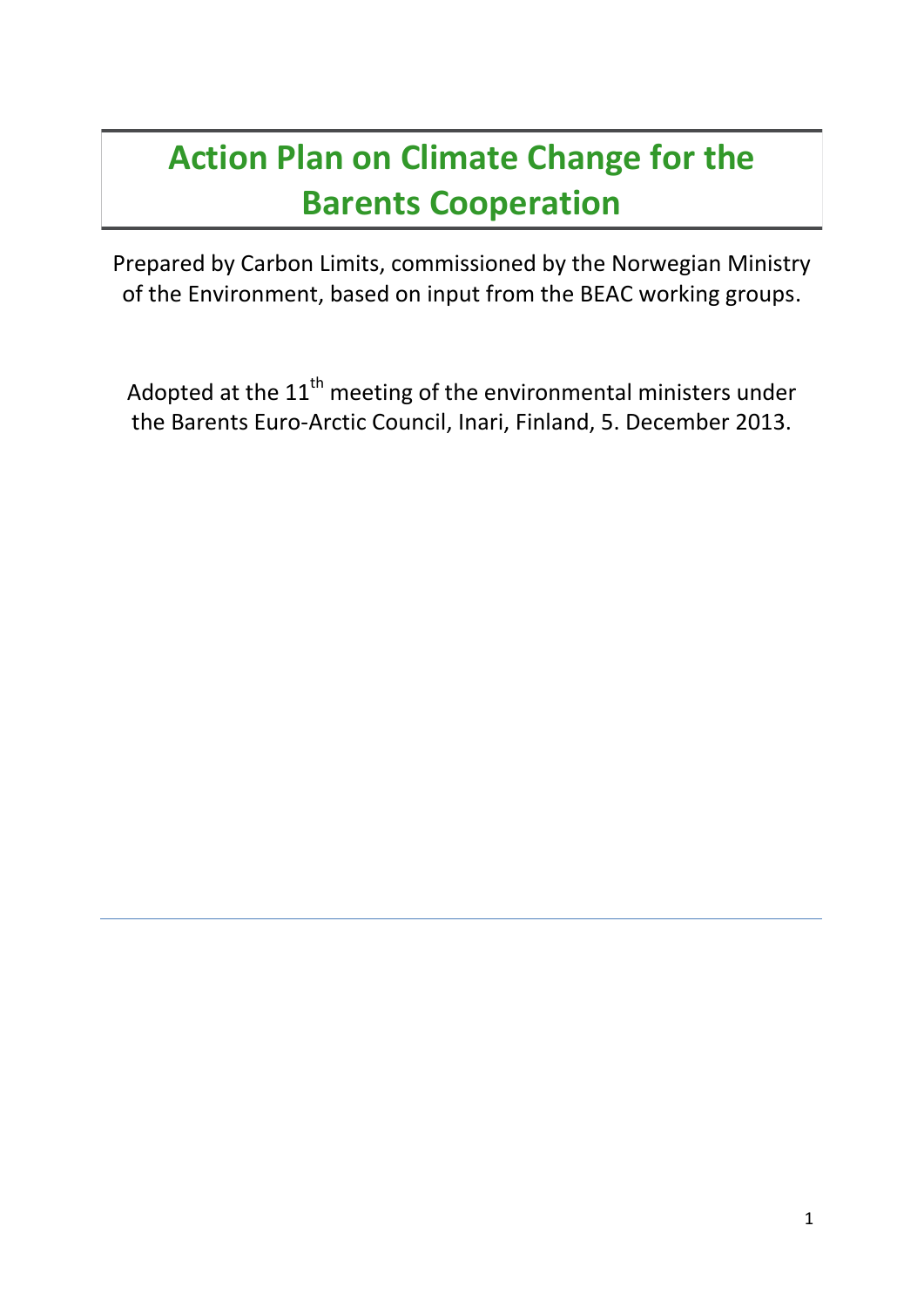# Action Plan on Climate Change for the Barents Cooperation

Prepared by Carbon Limits, commissioned by the Norwegian Ministry of the Environment, based on input from the BEAC working groups.

Adopted at the 11th meeting of the environmental ministers under the Barents Euro-Arctic Council, Inari, Finland, 5. December 2013.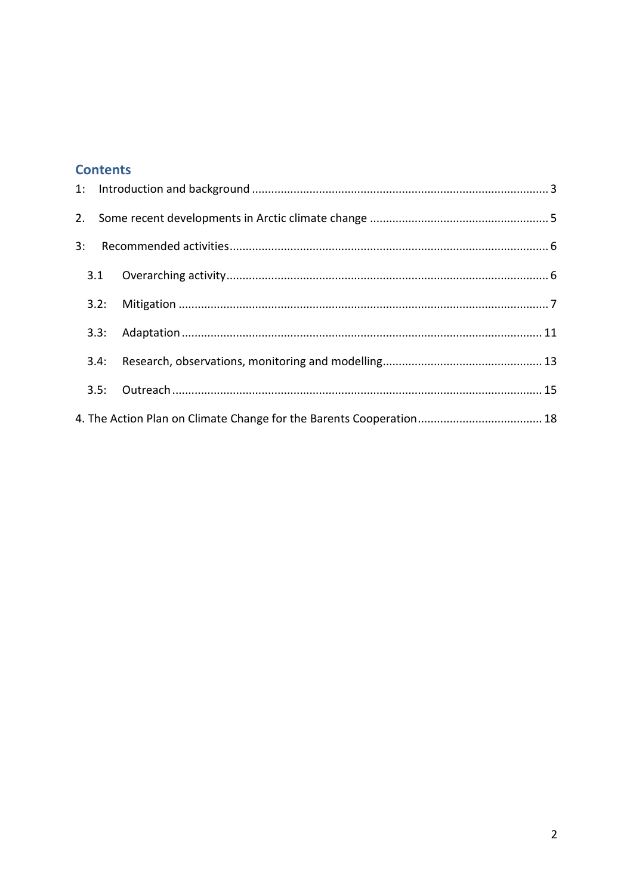## Contents

1: Introduction and background ........................................................................................ 3

2. Some recent developments in Arctic climate change ....................................................... 5

3: Recommended activities.................................................................................................. 6

- 3.1 Overarching activity.................................................................................................. 6
- 3.2: Mitigation .................................................................................................................. 7
- 3.3: Adaptation ............................................................................................................... 11
- 3.4: Research, observations, monitoring and modelling................................................. 13
- 3.5: Outreach .................................................................................................................. 15

4. The Action Plan on Climate Change for the Barents Cooperation...................................... 18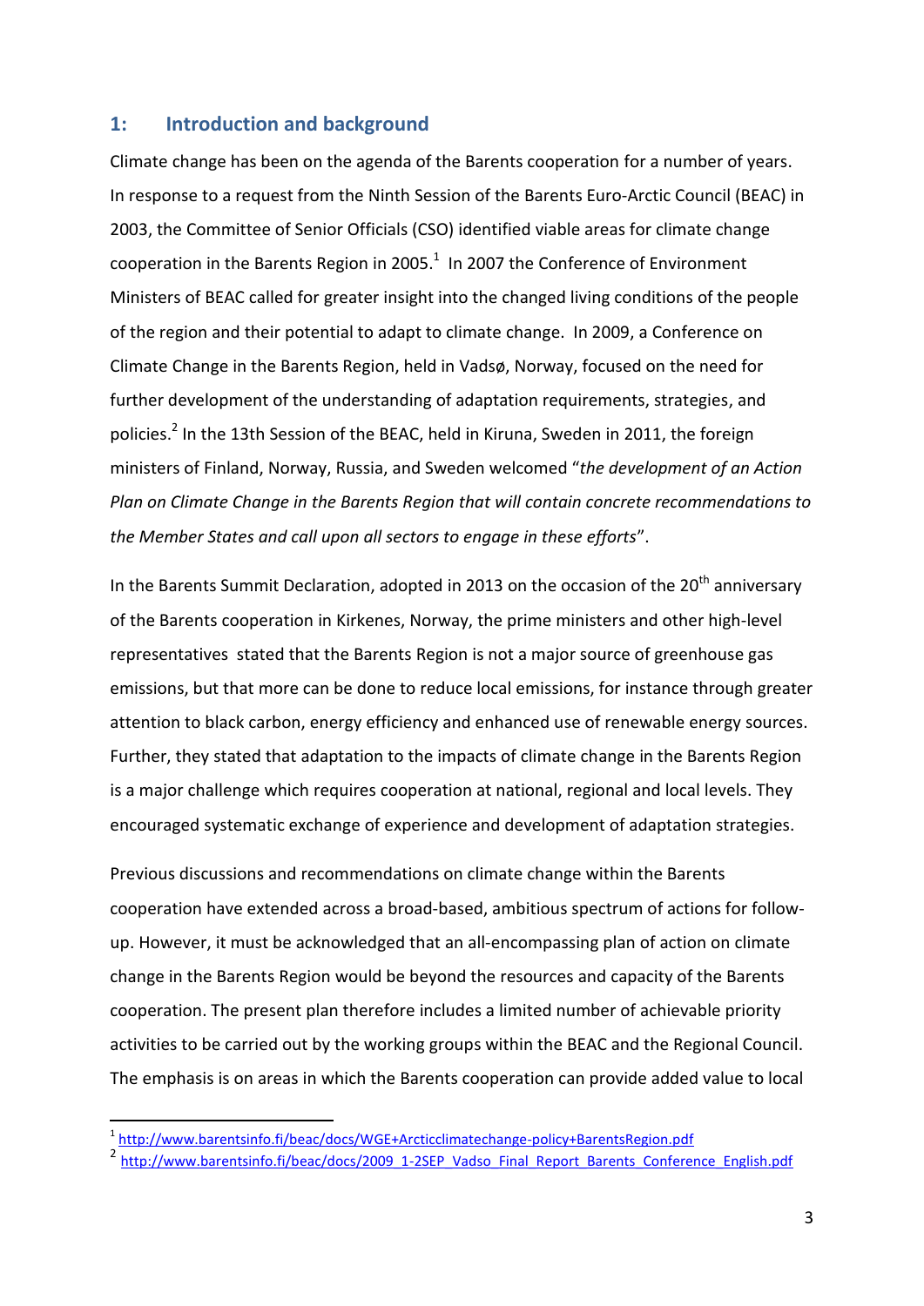## 1: Introduction and background

Climate change has been on the agenda of the Barents cooperation for a number of years. In response to a request from the Ninth Session of the Barents Euro-Arctic Council (BEAC) in 2003, the Committee of Senior Officials (CSO) identified viable areas for climate change cooperation in the Barents Region in 2005.[1] In 2007 the Conference of Environment Ministers of BEAC called for greater insight into the changed living conditions of the people of the region and their potential to adapt to climate change. In 2009, a Conference on Climate Change in the Barents Region, held in Vadsø, Norway, focused on the need for further development of the understanding of adaptation requirements, strategies, and policies.[2] In the 13th Session of the BEAC, held in Kiruna, Sweden in 2011, the foreign ministers of Finland, Norway, Russia, and Sweden welcomed "*the development of an Action Plan on Climate Change in the Barents Region that will contain concrete recommendations to the Member States and call upon all sectors to engage in these efforts*".

In the Barents Summit Declaration, adopted in 2013 on the occasion of the 20th anniversary of the Barents cooperation in Kirkenes, Norway, the prime ministers and other high-level representatives stated that the Barents Region is not a major source of greenhouse gas emissions, but that more can be done to reduce local emissions, for instance through greater attention to black carbon, energy efficiency and enhanced use of renewable energy sources. Further, they stated that adaptation to the impacts of climate change in the Barents Region is a major challenge which requires cooperation at national, regional and local levels. They encouraged systematic exchange of experience and development of adaptation strategies.

Previous discussions and recommendations on climate change within the Barents cooperation have extended across a broad-based, ambitious spectrum of actions for follow-up. However, it must be acknowledged that an all-encompassing plan of action on climate change in the Barents Region would be beyond the resources and capacity of the Barents cooperation. The present plan therefore includes a limited number of achievable priority activities to be carried out by the working groups within the BEAC and the Regional Council. The emphasis is on areas in which the Barents cooperation can provide added value to local

[1] http://www.barentsinfo.fi/beac/docs/WGE+Arcticclimatechange-policy+BarentsRegion.pdf

[2] http://www.barentsinfo.fi/beac/docs/2009_1-2SEP_Vadso_Final_Report_Barents_Conference_English.pdf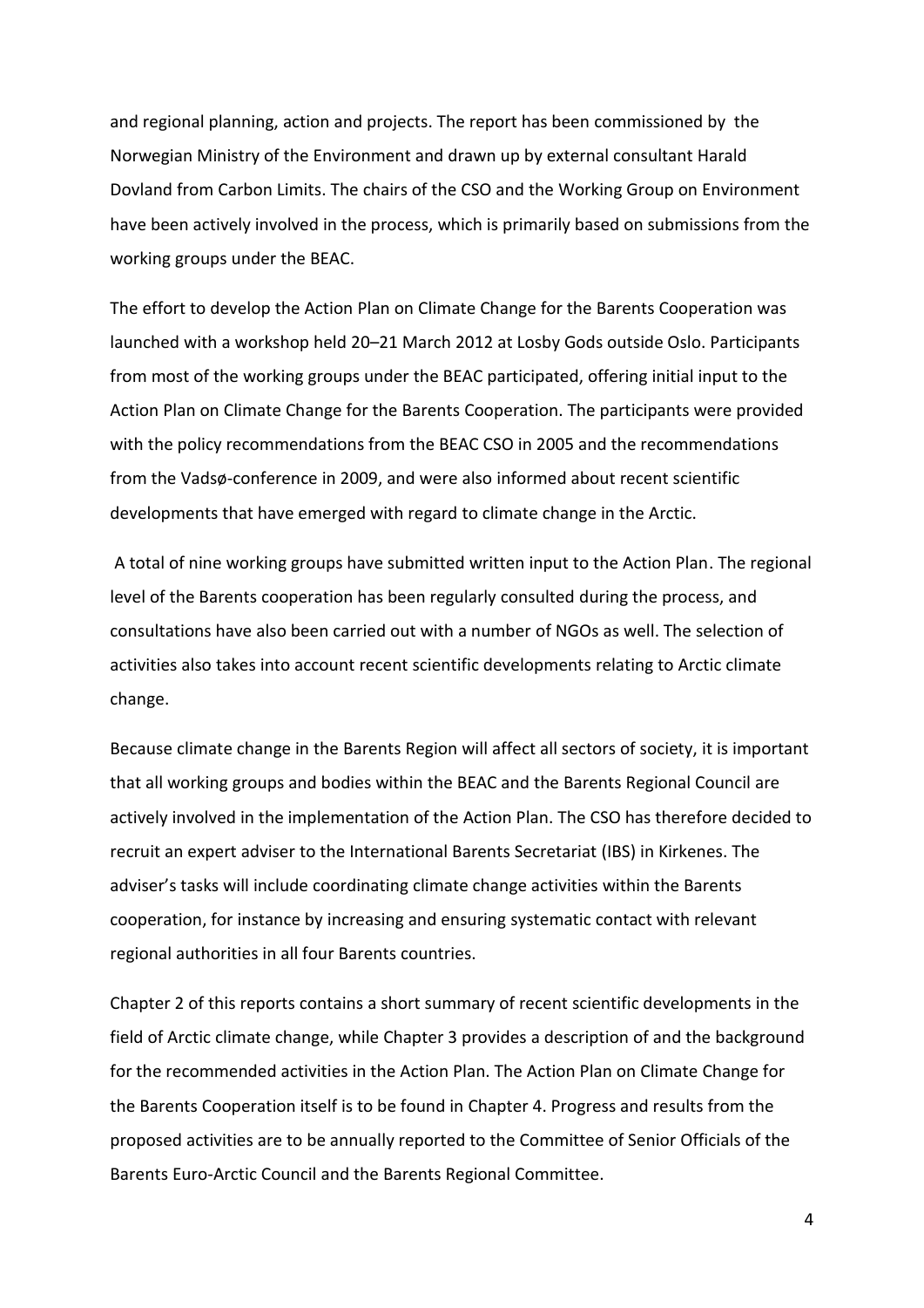and regional planning, action and projects. The report has been commissioned by the Norwegian Ministry of the Environment and drawn up by external consultant Harald Dovland from Carbon Limits. The chairs of the CSO and the Working Group on Environment have been actively involved in the process, which is primarily based on submissions from the working groups under the BEAC.

The effort to develop the Action Plan on Climate Change for the Barents Cooperation was launched with a workshop held 20–21 March 2012 at Losby Gods outside Oslo. Participants from most of the working groups under the BEAC participated, offering initial input to the Action Plan on Climate Change for the Barents Cooperation. The participants were provided with the policy recommendations from the BEAC CSO in 2005 and the recommendations from the Vadsø-conference in 2009, and were also informed about recent scientific developments that have emerged with regard to climate change in the Arctic.

A total of nine working groups have submitted written input to the Action Plan. The regional level of the Barents cooperation has been regularly consulted during the process, and consultations have also been carried out with a number of NGOs as well. The selection of activities also takes into account recent scientific developments relating to Arctic climate change.

Because climate change in the Barents Region will affect all sectors of society, it is important that all working groups and bodies within the BEAC and the Barents Regional Council are actively involved in the implementation of the Action Plan. The CSO has therefore decided to recruit an expert adviser to the International Barents Secretariat (IBS) in Kirkenes. The adviser's tasks will include coordinating climate change activities within the Barents cooperation, for instance by increasing and ensuring systematic contact with relevant regional authorities in all four Barents countries.

Chapter 2 of this reports contains a short summary of recent scientific developments in the field of Arctic climate change, while Chapter 3 provides a description of and the background for the recommended activities in the Action Plan. The Action Plan on Climate Change for the Barents Cooperation itself is to be found in Chapter 4. Progress and results from the proposed activities are to be annually reported to the Committee of Senior Officials of the Barents Euro-Arctic Council and the Barents Regional Committee.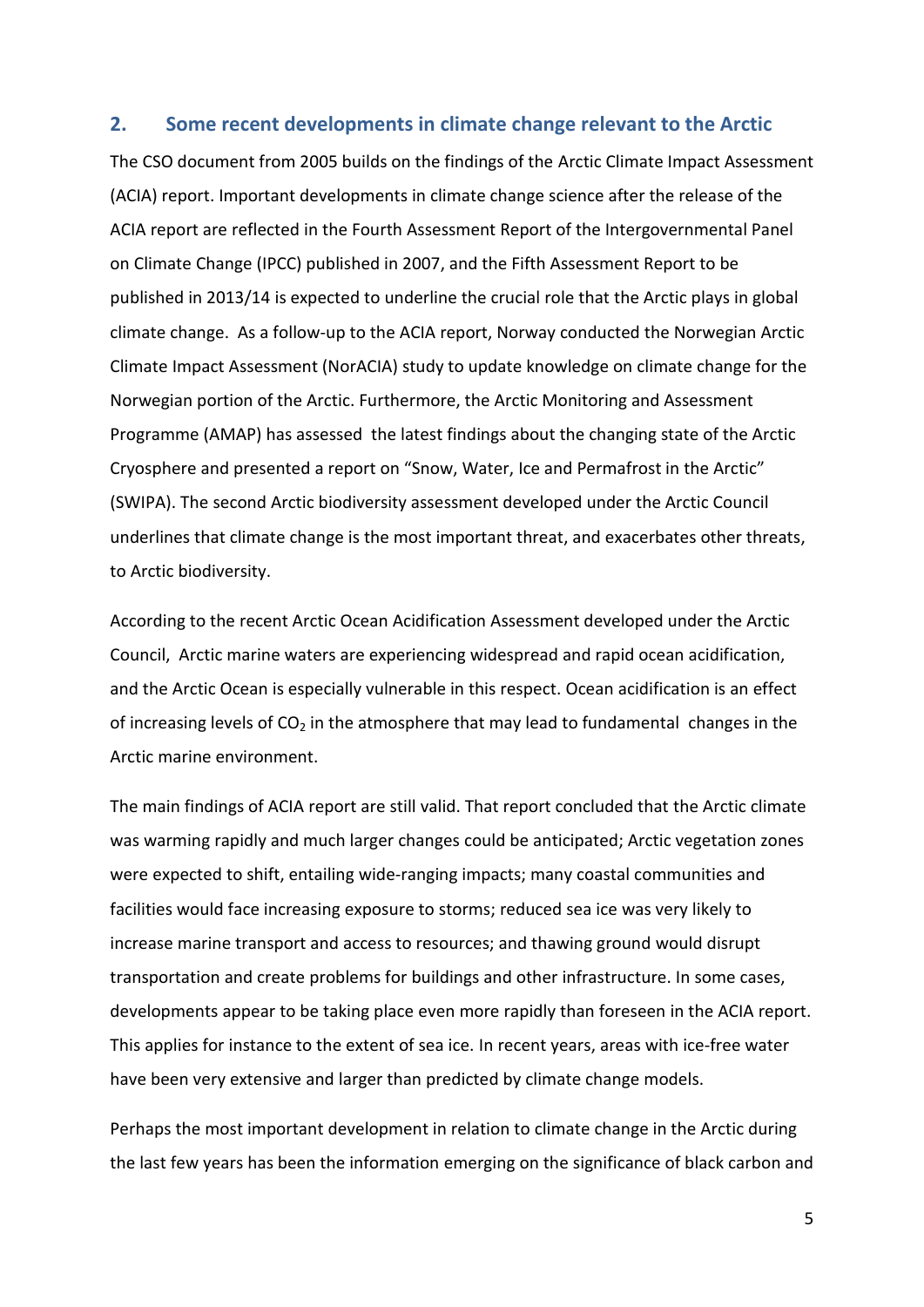## 2. Some recent developments in climate change relevant to the Arctic

The CSO document from 2005 builds on the findings of the Arctic Climate Impact Assessment (ACIA) report. Important developments in climate change science after the release of the ACIA report are reflected in the Fourth Assessment Report of the Intergovernmental Panel on Climate Change (IPCC) published in 2007, and the Fifth Assessment Report to be published in 2013/14 is expected to underline the crucial role that the Arctic plays in global climate change. As a follow-up to the ACIA report, Norway conducted the Norwegian Arctic Climate Impact Assessment (NorACIA) study to update knowledge on climate change for the Norwegian portion of the Arctic. Furthermore, the Arctic Monitoring and Assessment Programme (AMAP) has assessed the latest findings about the changing state of the Arctic Cryosphere and presented a report on "Snow, Water, Ice and Permafrost in the Arctic" (SWIPA). The second Arctic biodiversity assessment developed under the Arctic Council underlines that climate change is the most important threat, and exacerbates other threats, to Arctic biodiversity.

According to the recent Arctic Ocean Acidification Assessment developed under the Arctic Council, Arctic marine waters are experiencing widespread and rapid ocean acidification, and the Arctic Ocean is especially vulnerable in this respect. Ocean acidification is an effect of increasing levels of $CO_2$ in the atmosphere that may lead to fundamental changes in the Arctic marine environment.

The main findings of ACIA report are still valid. That report concluded that the Arctic climate was warming rapidly and much larger changes could be anticipated; Arctic vegetation zones were expected to shift, entailing wide-ranging impacts; many coastal communities and facilities would face increasing exposure to storms; reduced sea ice was very likely to increase marine transport and access to resources; and thawing ground would disrupt transportation and create problems for buildings and other infrastructure. In some cases, developments appear to be taking place even more rapidly than foreseen in the ACIA report. This applies for instance to the extent of sea ice. In recent years, areas with ice-free water have been very extensive and larger than predicted by climate change models.

Perhaps the most important development in relation to climate change in the Arctic during the last few years has been the information emerging on the significance of black carbon and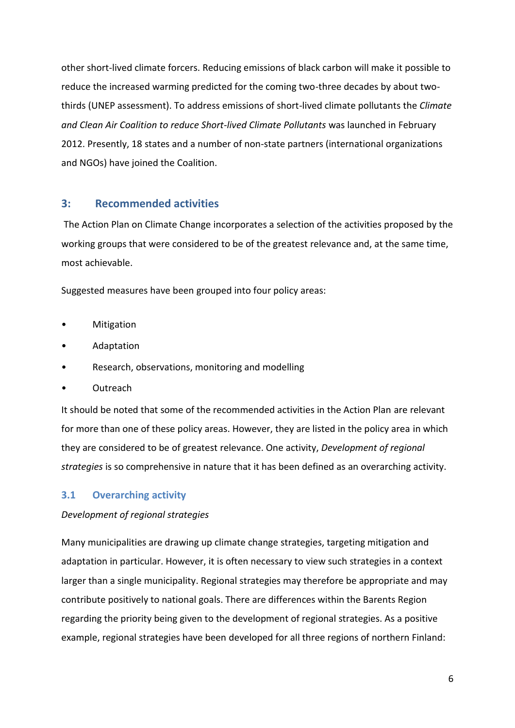other short-lived climate forcers. Reducing emissions of black carbon will make it possible to reduce the increased warming predicted for the coming two-three decades by about two-thirds (UNEP assessment). To address emissions of short-lived climate pollutants the *Climate and Clean Air Coalition to reduce Short-lived Climate Pollutants* was launched in February 2012. Presently, 18 states and a number of non-state partners (international organizations and NGOs) have joined the Coalition.

## 3: Recommended activities

The Action Plan on Climate Change incorporates a selection of the activities proposed by the working groups that were considered to be of the greatest relevance and, at the same time, most achievable.

Suggested measures have been grouped into four policy areas:

- Mitigation
- Adaptation
- Research, observations, monitoring and modelling
- Outreach

It should be noted that some of the recommended activities in the Action Plan are relevant for more than one of these policy areas. However, they are listed in the policy area in which they are considered to be of greatest relevance. One activity, *Development of regional strategies* is so comprehensive in nature that it has been defined as an overarching activity.

### 3.1 Overarching activity

*Development of regional strategies*

Many municipalities are drawing up climate change strategies, targeting mitigation and adaptation in particular. However, it is often necessary to view such strategies in a context larger than a single municipality. Regional strategies may therefore be appropriate and may contribute positively to national goals. There are differences within the Barents Region regarding the priority being given to the development of regional strategies. As a positive example, regional strategies have been developed for all three regions of northern Finland: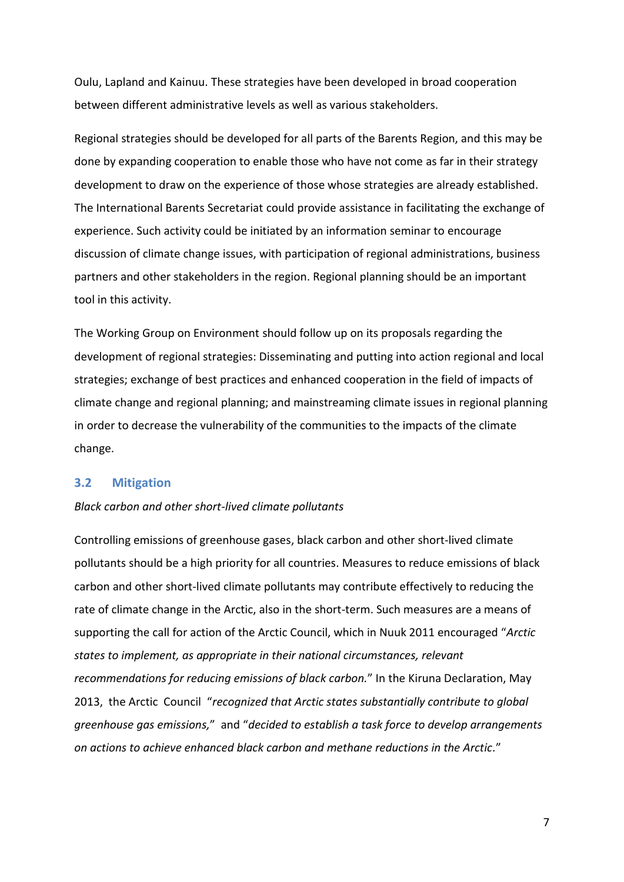Oulu, Lapland and Kainuu. These strategies have been developed in broad cooperation between different administrative levels as well as various stakeholders.

Regional strategies should be developed for all parts of the Barents Region, and this may be done by expanding cooperation to enable those who have not come as far in their strategy development to draw on the experience of those whose strategies are already established. The International Barents Secretariat could provide assistance in facilitating the exchange of experience. Such activity could be initiated by an information seminar to encourage discussion of climate change issues, with participation of regional administrations, business partners and other stakeholders in the region. Regional planning should be an important tool in this activity.

The Working Group on Environment should follow up on its proposals regarding the development of regional strategies: Disseminating and putting into action regional and local strategies; exchange of best practices and enhanced cooperation in the field of impacts of climate change and regional planning; and mainstreaming climate issues in regional planning in order to decrease the vulnerability of the communities to the impacts of the climate change.

## 3.2 Mitigation

*Black carbon and other short-lived climate pollutants*

Controlling emissions of greenhouse gases, black carbon and other short-lived climate pollutants should be a high priority for all countries. Measures to reduce emissions of black carbon and other short-lived climate pollutants may contribute effectively to reducing the rate of climate change in the Arctic, also in the short-term. Such measures are a means of supporting the call for action of the Arctic Council, which in Nuuk 2011 encouraged "*Arctic states to implement, as appropriate in their national circumstances, relevant recommendations for reducing emissions of black carbon.*" In the Kiruna Declaration, May 2013, the Arctic Council "*recognized that Arctic states substantially contribute to global greenhouse gas emissions,*" and "*decided to establish a task force to develop arrangements on actions to achieve enhanced black carbon and methane reductions in the Arctic.*"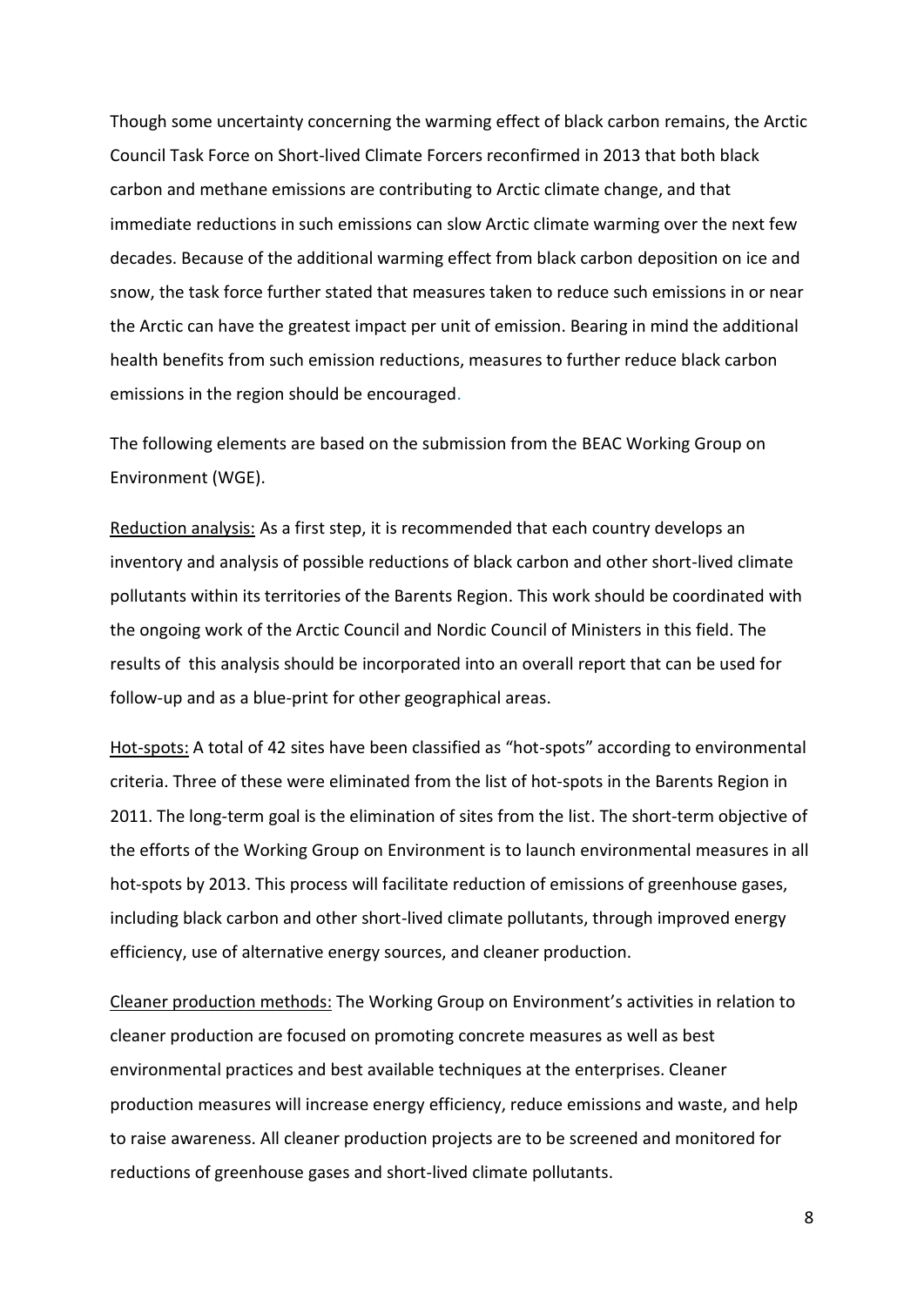Though some uncertainty concerning the warming effect of black carbon remains, the Arctic Council Task Force on Short-lived Climate Forcers reconfirmed in 2013 that both black carbon and methane emissions are contributing to Arctic climate change, and that immediate reductions in such emissions can slow Arctic climate warming over the next few decades. Because of the additional warming effect from black carbon deposition on ice and snow, the task force further stated that measures taken to reduce such emissions in or near the Arctic can have the greatest impact per unit of emission. Bearing in mind the additional health benefits from such emission reductions, measures to further reduce black carbon emissions in the region should be encouraged.

The following elements are based on the submission from the BEAC Working Group on Environment (WGE).

<u>Reduction analysis:</u> As a first step, it is recommended that each country develops an inventory and analysis of possible reductions of black carbon and other short-lived climate pollutants within its territories of the Barents Region. This work should be coordinated with the ongoing work of the Arctic Council and Nordic Council of Ministers in this field. The results of this analysis should be incorporated into an overall report that can be used for follow-up and as a blue-print for other geographical areas.

<u>Hot-spots:</u> A total of 42 sites have been classified as "hot-spots" according to environmental criteria. Three of these were eliminated from the list of hot-spots in the Barents Region in 2011. The long-term goal is the elimination of sites from the list. The short-term objective of the efforts of the Working Group on Environment is to launch environmental measures in all hot-spots by 2013. This process will facilitate reduction of emissions of greenhouse gases, including black carbon and other short-lived climate pollutants, through improved energy efficiency, use of alternative energy sources, and cleaner production.

<u>Cleaner production methods:</u> The Working Group on Environment's activities in relation to cleaner production are focused on promoting concrete measures as well as best environmental practices and best available techniques at the enterprises. Cleaner production measures will increase energy efficiency, reduce emissions and waste, and help to raise awareness. All cleaner production projects are to be screened and monitored for reductions of greenhouse gases and short-lived climate pollutants.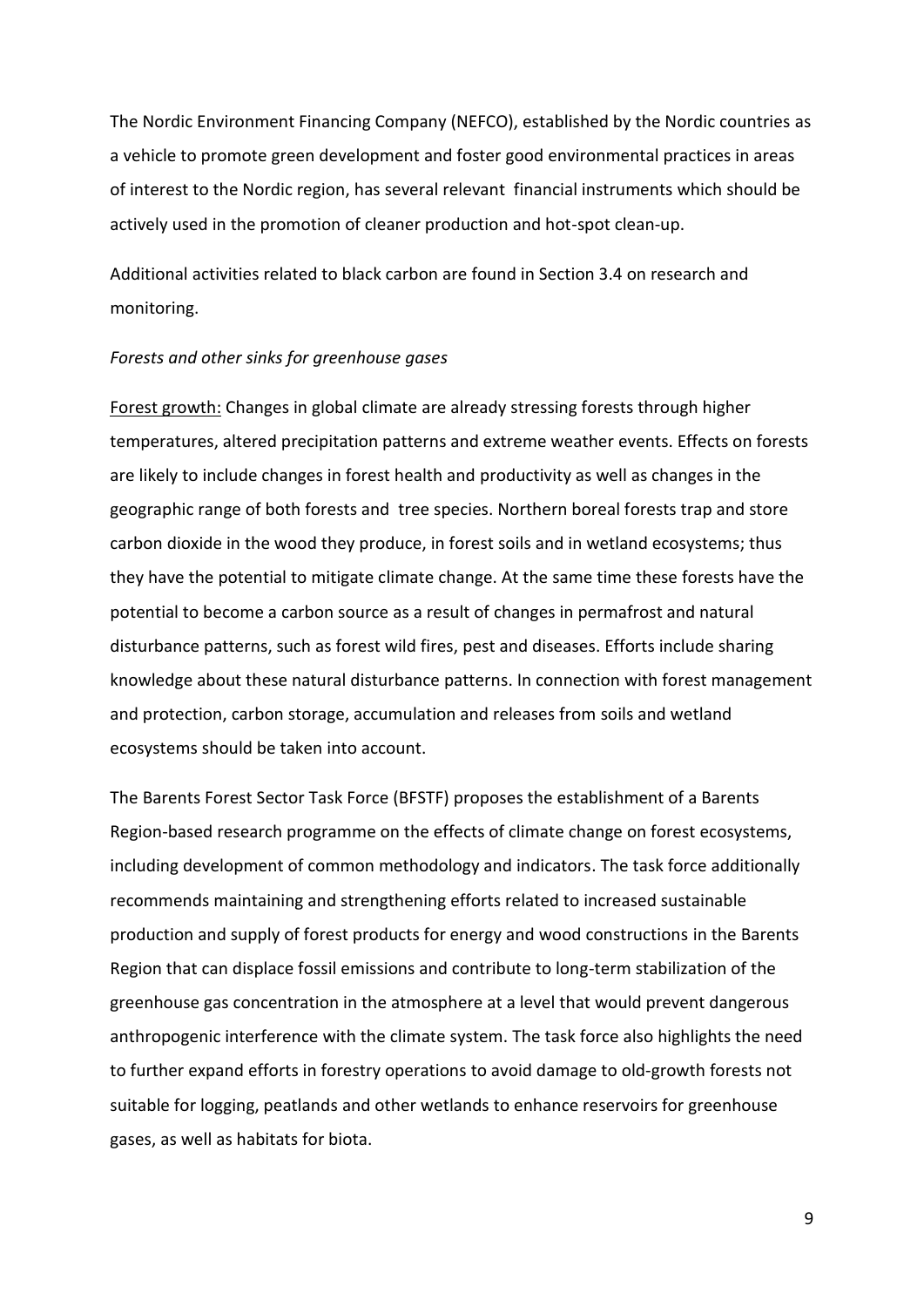The Nordic Environment Financing Company (NEFCO), established by the Nordic countries as a vehicle to promote green development and foster good environmental practices in areas of interest to the Nordic region, has several relevant financial instruments which should be actively used in the promotion of cleaner production and hot-spot clean-up.

Additional activities related to black carbon are found in Section 3.4 on research and monitoring.

*Forests and other sinks for greenhouse gases*

<u>Forest growth:</u> Changes in global climate are already stressing forests through higher temperatures, altered precipitation patterns and extreme weather events. Effects on forests are likely to include changes in forest health and productivity as well as changes in the geographic range of both forests and tree species. Northern boreal forests trap and store carbon dioxide in the wood they produce, in forest soils and in wetland ecosystems; thus they have the potential to mitigate climate change. At the same time these forests have the potential to become a carbon source as a result of changes in permafrost and natural disturbance patterns, such as forest wild fires, pest and diseases. Efforts include sharing knowledge about these natural disturbance patterns. In connection with forest management and protection, carbon storage, accumulation and releases from soils and wetland ecosystems should be taken into account.

The Barents Forest Sector Task Force (BFSTF) proposes the establishment of a Barents Region-based research programme on the effects of climate change on forest ecosystems, including development of common methodology and indicators. The task force additionally recommends maintaining and strengthening efforts related to increased sustainable production and supply of forest products for energy and wood constructions in the Barents Region that can displace fossil emissions and contribute to long-term stabilization of the greenhouse gas concentration in the atmosphere at a level that would prevent dangerous anthropogenic interference with the climate system. The task force also highlights the need to further expand efforts in forestry operations to avoid damage to old-growth forests not suitable for logging, peatlands and other wetlands to enhance reservoirs for greenhouse gases, as well as habitats for biota.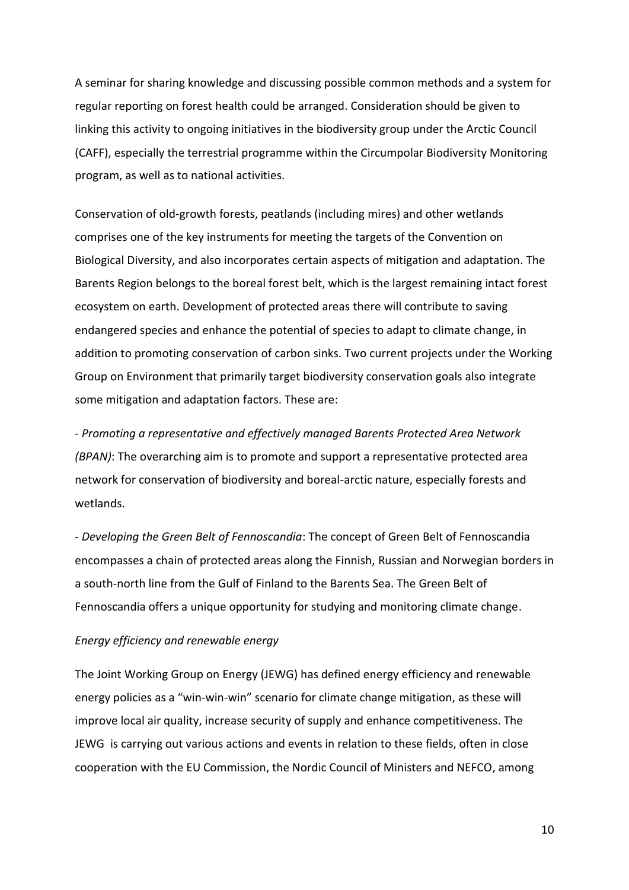A seminar for sharing knowledge and discussing possible common methods and a system for regular reporting on forest health could be arranged. Consideration should be given to linking this activity to ongoing initiatives in the biodiversity group under the Arctic Council (CAFF), especially the terrestrial programme within the Circumpolar Biodiversity Monitoring program, as well as to national activities.

Conservation of old-growth forests, peatlands (including mires) and other wetlands comprises one of the key instruments for meeting the targets of the Convention on Biological Diversity, and also incorporates certain aspects of mitigation and adaptation. The Barents Region belongs to the boreal forest belt, which is the largest remaining intact forest ecosystem on earth. Development of protected areas there will contribute to saving endangered species and enhance the potential of species to adapt to climate change, in addition to promoting conservation of carbon sinks. Two current projects under the Working Group on Environment that primarily target biodiversity conservation goals also integrate some mitigation and adaptation factors. These are:

- *Promoting a representative and effectively managed Barents Protected Area Network (BPAN)*: The overarching aim is to promote and support a representative protected area network for conservation of biodiversity and boreal-arctic nature, especially forests and wetlands.

- *Developing the Green Belt of Fennoscandia*: The concept of Green Belt of Fennoscandia encompasses a chain of protected areas along the Finnish, Russian and Norwegian borders in a south-north line from the Gulf of Finland to the Barents Sea. The Green Belt of Fennoscandia offers a unique opportunity for studying and monitoring climate change.

*Energy efficiency and renewable energy*

The Joint Working Group on Energy (JEWG) has defined energy efficiency and renewable energy policies as a "win-win-win" scenario for climate change mitigation, as these will improve local air quality, increase security of supply and enhance competitiveness. The JEWG is carrying out various actions and events in relation to these fields, often in close cooperation with the EU Commission, the Nordic Council of Ministers and NEFCO, among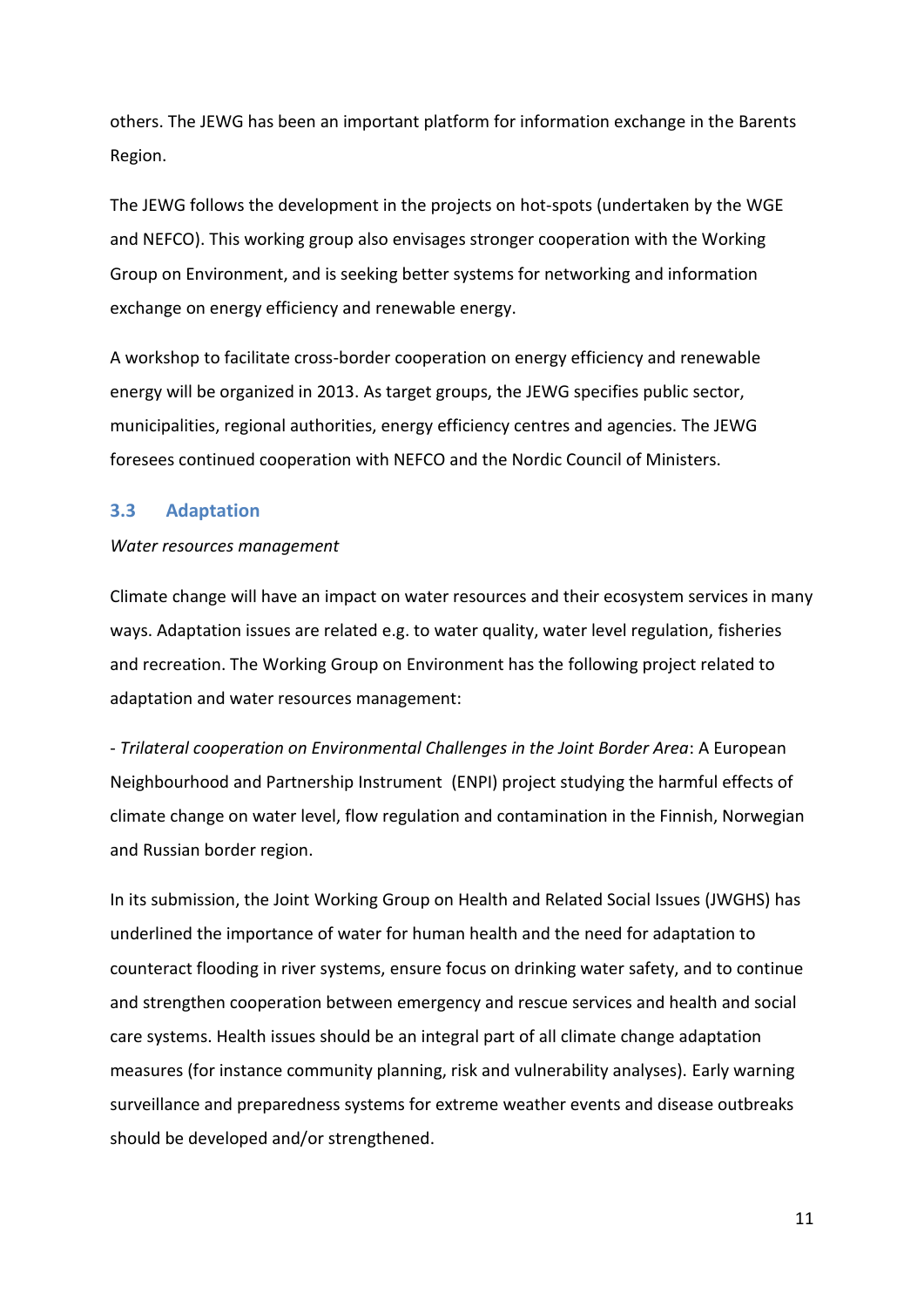others. The JEWG has been an important platform for information exchange in the Barents Region.

The JEWG follows the development in the projects on hot-spots (undertaken by the WGE and NEFCO). This working group also envisages stronger cooperation with the Working Group on Environment, and is seeking better systems for networking and information exchange on energy efficiency and renewable energy.

A workshop to facilitate cross-border cooperation on energy efficiency and renewable energy will be organized in 2013. As target groups, the JEWG specifies public sector, municipalities, regional authorities, energy efficiency centres and agencies. The JEWG foresees continued cooperation with NEFCO and the Nordic Council of Ministers.

## 3.3 Adaptation

*Water resources management*

Climate change will have an impact on water resources and their ecosystem services in many ways. Adaptation issues are related e.g. to water quality, water level regulation, fisheries and recreation. The Working Group on Environment has the following project related to adaptation and water resources management:

- *Trilateral cooperation on Environmental Challenges in the Joint Border Area*: A European Neighbourhood and Partnership Instrument (ENPI) project studying the harmful effects of climate change on water level, flow regulation and contamination in the Finnish, Norwegian and Russian border region.

In its submission, the Joint Working Group on Health and Related Social Issues (JWGHS) has underlined the importance of water for human health and the need for adaptation to counteract flooding in river systems, ensure focus on drinking water safety, and to continue and strengthen cooperation between emergency and rescue services and health and social care systems. Health issues should be an integral part of all climate change adaptation measures (for instance community planning, risk and vulnerability analyses). Early warning surveillance and preparedness systems for extreme weather events and disease outbreaks should be developed and/or strengthened.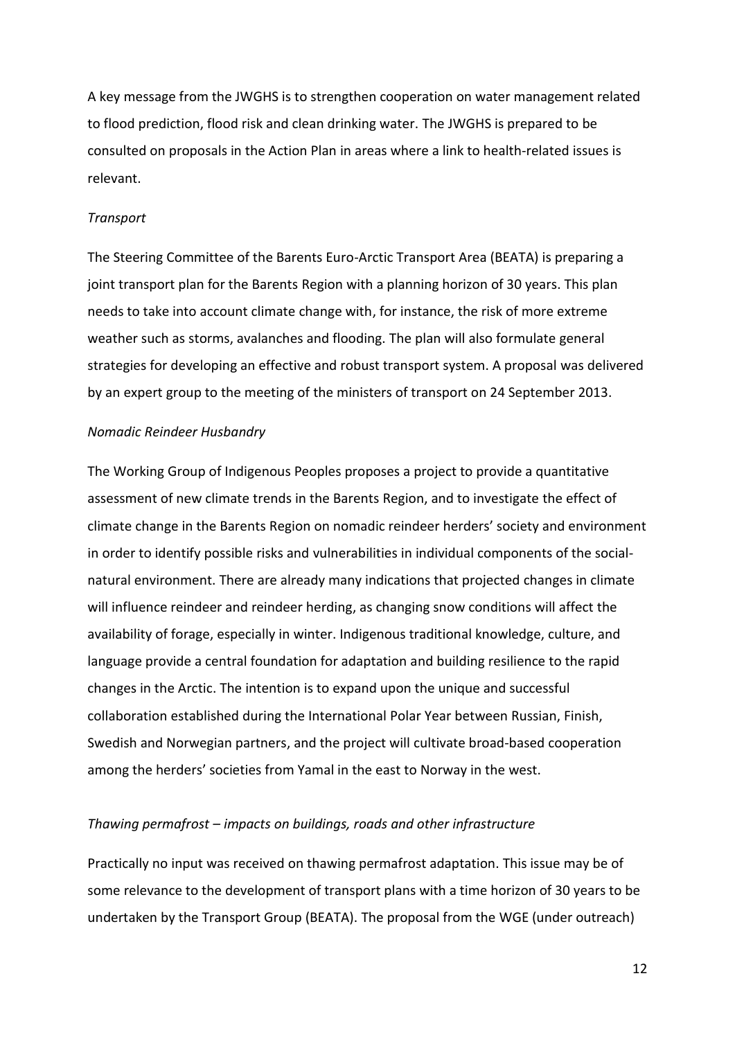A key message from the JWGHS is to strengthen cooperation on water management related to flood prediction, flood risk and clean drinking water. The JWGHS is prepared to be consulted on proposals in the Action Plan in areas where a link to health-related issues is relevant.

*Transport*

The Steering Committee of the Barents Euro-Arctic Transport Area (BEATA) is preparing a joint transport plan for the Barents Region with a planning horizon of 30 years. This plan needs to take into account climate change with, for instance, the risk of more extreme weather such as storms, avalanches and flooding. The plan will also formulate general strategies for developing an effective and robust transport system. A proposal was delivered by an expert group to the meeting of the ministers of transport on 24 September 2013.

*Nomadic Reindeer Husbandry*

The Working Group of Indigenous Peoples proposes a project to provide a quantitative assessment of new climate trends in the Barents Region, and to investigate the effect of climate change in the Barents Region on nomadic reindeer herders' society and environment in order to identify possible risks and vulnerabilities in individual components of the social-natural environment. There are already many indications that projected changes in climate will influence reindeer and reindeer herding, as changing snow conditions will affect the availability of forage, especially in winter. Indigenous traditional knowledge, culture, and language provide a central foundation for adaptation and building resilience to the rapid changes in the Arctic. The intention is to expand upon the unique and successful collaboration established during the International Polar Year between Russian, Finish, Swedish and Norwegian partners, and the project will cultivate broad-based cooperation among the herders' societies from Yamal in the east to Norway in the west.

*Thawing permafrost – impacts on buildings, roads and other infrastructure*

Practically no input was received on thawing permafrost adaptation. This issue may be of some relevance to the development of transport plans with a time horizon of 30 years to be undertaken by the Transport Group (BEATA). The proposal from the WGE (under outreach)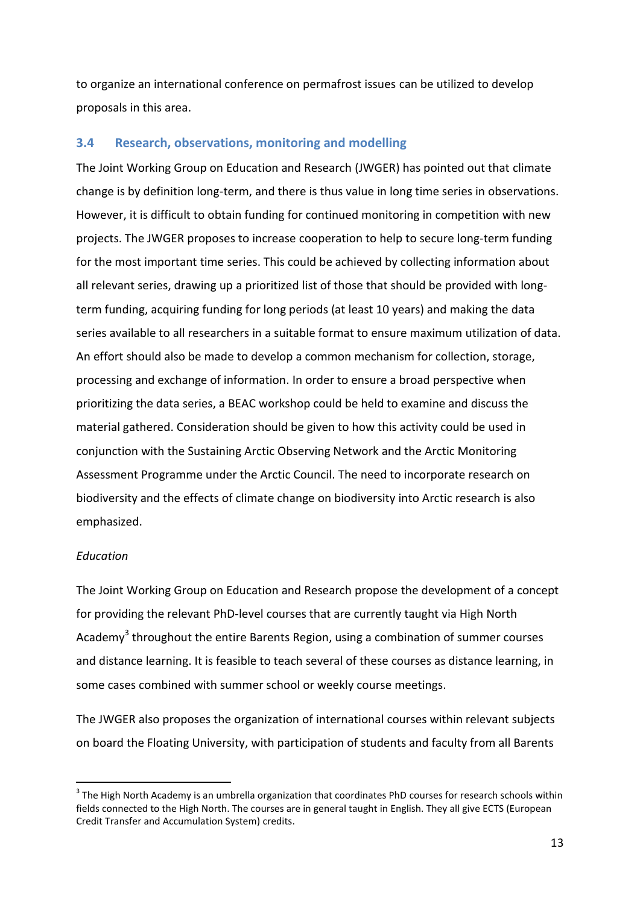to organize an international conference on permafrost issues can be utilized to develop proposals in this area.

### 3.4 Research, observations, monitoring and modelling

The Joint Working Group on Education and Research (JWGER) has pointed out that climate change is by definition long-term, and there is thus value in long time series in observations. However, it is difficult to obtain funding for continued monitoring in competition with new projects. The JWGER proposes to increase cooperation to help to secure long-term funding for the most important time series. This could be achieved by collecting information about all relevant series, drawing up a prioritized list of those that should be provided with long-term funding, acquiring funding for long periods (at least 10 years) and making the data series available to all researchers in a suitable format to ensure maximum utilization of data. An effort should also be made to develop a common mechanism for collection, storage, processing and exchange of information. In order to ensure a broad perspective when prioritizing the data series, a BEAC workshop could be held to examine and discuss the material gathered. Consideration should be given to how this activity could be used in conjunction with the Sustaining Arctic Observing Network and the Arctic Monitoring Assessment Programme under the Arctic Council. The need to incorporate research on biodiversity and the effects of climate change on biodiversity into Arctic research is also emphasized.

*Education*

The Joint Working Group on Education and Research propose the development of a concept for providing the relevant PhD-level courses that are currently taught via High North Academy[3] throughout the entire Barents Region, using a combination of summer courses and distance learning. It is feasible to teach several of these courses as distance learning, in some cases combined with summer school or weekly course meetings.

The JWGER also proposes the organization of international courses within relevant subjects on board the Floating University, with participation of students and faculty from all Barents

---

[3] The High North Academy is an umbrella organization that coordinates PhD courses for research schools within fields connected to the High North. The courses are in general taught in English. They all give ECTS (European Credit Transfer and Accumulation System) credits.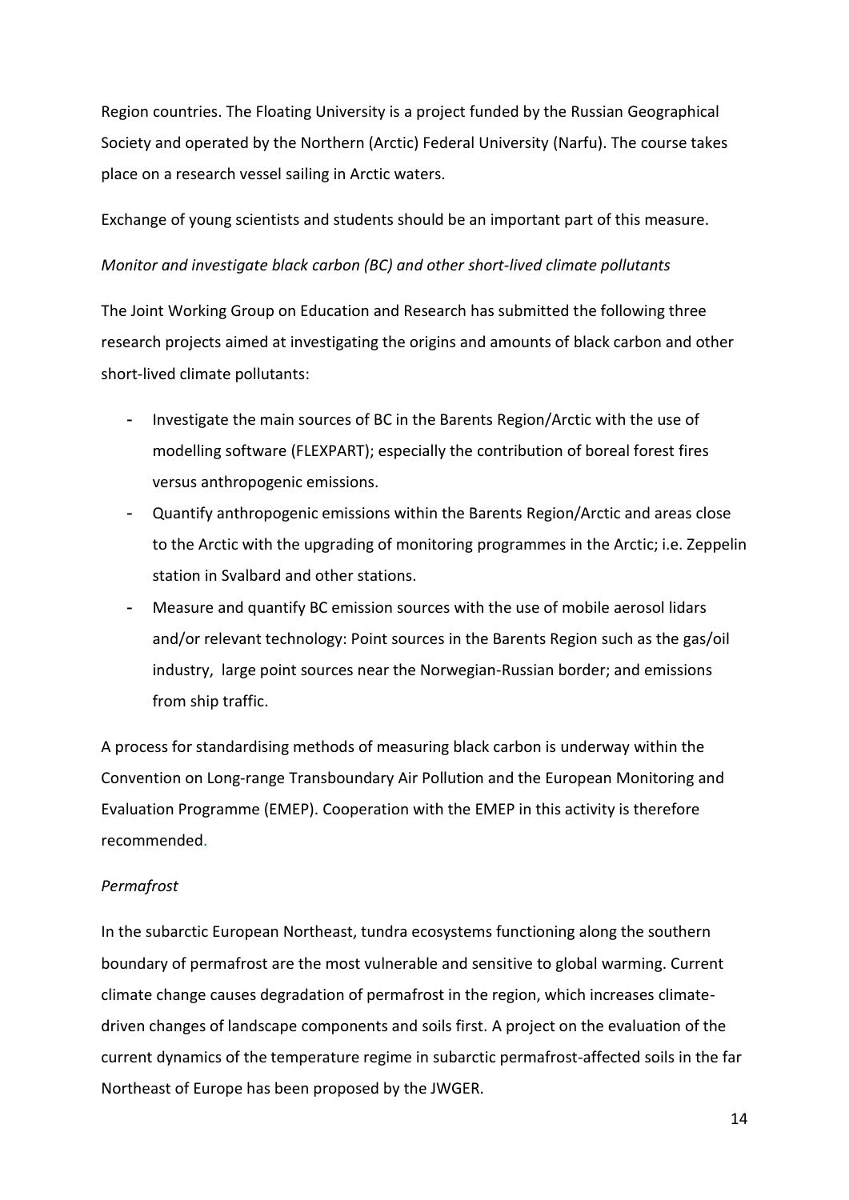Region countries. The Floating University is a project funded by the Russian Geographical Society and operated by the Northern (Arctic) Federal University (Narfu). The course takes place on a research vessel sailing in Arctic waters.

Exchange of young scientists and students should be an important part of this measure.

*Monitor and investigate black carbon (BC) and other short-lived climate pollutants*

The Joint Working Group on Education and Research has submitted the following three research projects aimed at investigating the origins and amounts of black carbon and other short-lived climate pollutants:

- Investigate the main sources of BC in the Barents Region/Arctic with the use of modelling software (FLEXPART); especially the contribution of boreal forest fires versus anthropogenic emissions.
- Quantify anthropogenic emissions within the Barents Region/Arctic and areas close to the Arctic with the upgrading of monitoring programmes in the Arctic; i.e. Zeppelin station in Svalbard and other stations.
- Measure and quantify BC emission sources with the use of mobile aerosol lidars and/or relevant technology: Point sources in the Barents Region such as the gas/oil industry, large point sources near the Norwegian-Russian border; and emissions from ship traffic.

A process for standardising methods of measuring black carbon is underway within the Convention on Long-range Transboundary Air Pollution and the European Monitoring and Evaluation Programme (EMEP). Cooperation with the EMEP in this activity is therefore recommended.

*Permafrost*

In the subarctic European Northeast, tundra ecosystems functioning along the southern boundary of permafrost are the most vulnerable and sensitive to global warming. Current climate change causes degradation of permafrost in the region, which increases climate-driven changes of landscape components and soils first. A project on the evaluation of the current dynamics of the temperature regime in subarctic permafrost-affected soils in the far Northeast of Europe has been proposed by the JWGER.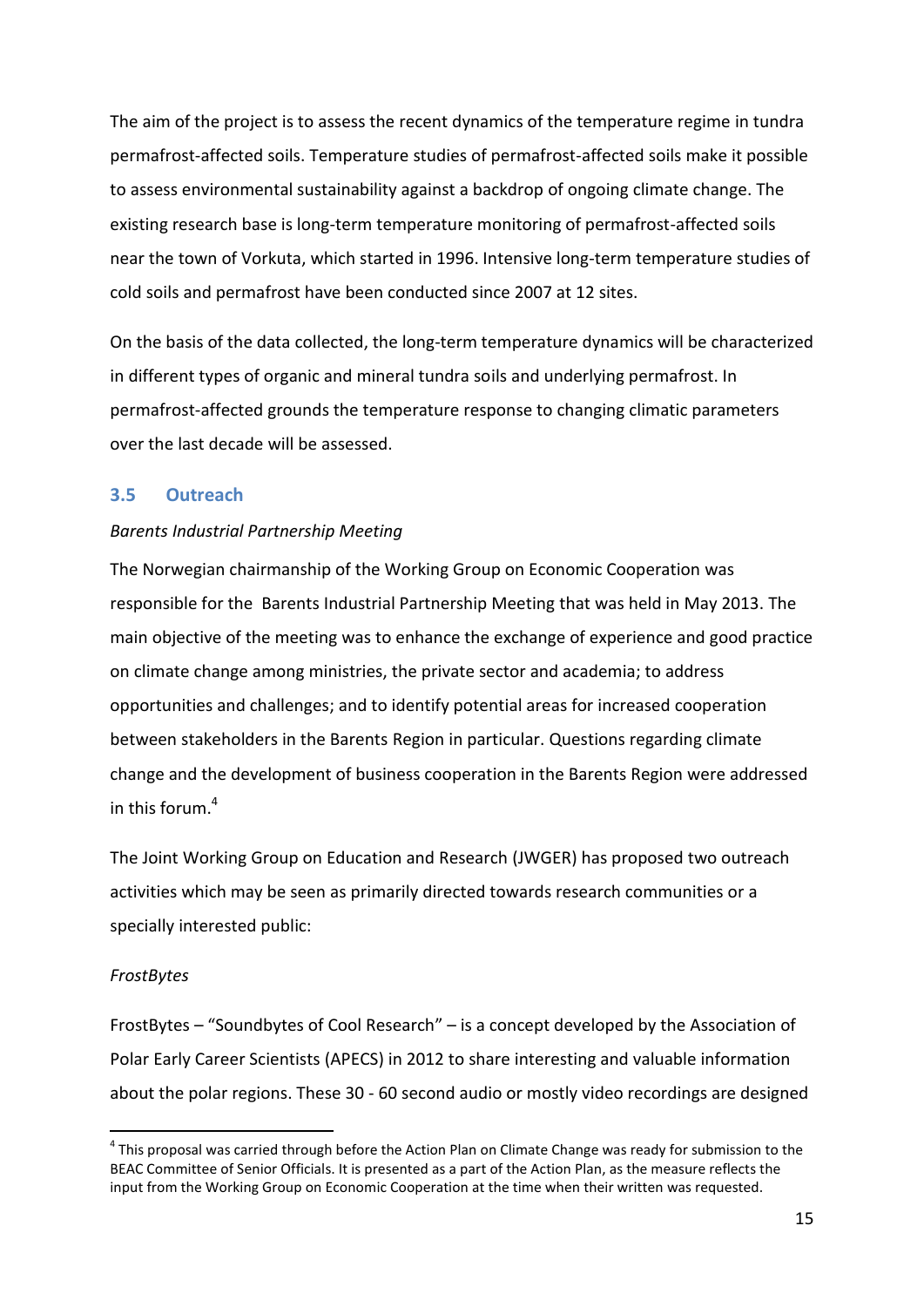The aim of the project is to assess the recent dynamics of the temperature regime in tundra permafrost-affected soils. Temperature studies of permafrost-affected soils make it possible to assess environmental sustainability against a backdrop of ongoing climate change. The existing research base is long-term temperature monitoring of permafrost-affected soils near the town of Vorkuta, which started in 1996. Intensive long-term temperature studies of cold soils and permafrost have been conducted since 2007 at 12 sites.

On the basis of the data collected, the long-term temperature dynamics will be characterized in different types of organic and mineral tundra soils and underlying permafrost. In permafrost-affected grounds the temperature response to changing climatic parameters over the last decade will be assessed.

### 3.5 Outreach

*Barents Industrial Partnership Meeting*

The Norwegian chairmanship of the Working Group on Economic Cooperation was responsible for the Barents Industrial Partnership Meeting that was held in May 2013. The main objective of the meeting was to enhance the exchange of experience and good practice on climate change among ministries, the private sector and academia; to address opportunities and challenges; and to identify potential areas for increased cooperation between stakeholders in the Barents Region in particular. Questions regarding climate change and the development of business cooperation in the Barents Region were addressed in this forum.[4]

The Joint Working Group on Education and Research (JWGER) has proposed two outreach activities which may be seen as primarily directed towards research communities or a specially interested public:

*FrostBytes*

FrostBytes – "Soundbytes of Cool Research" – is a concept developed by the Association of Polar Early Career Scientists (APECS) in 2012 to share interesting and valuable information about the polar regions. These 30 - 60 second audio or mostly video recordings are designed

[4] This proposal was carried through before the Action Plan on Climate Change was ready for submission to the BEAC Committee of Senior Officials. It is presented as a part of the Action Plan, as the measure reflects the input from the Working Group on Economic Cooperation at the time when their written was requested.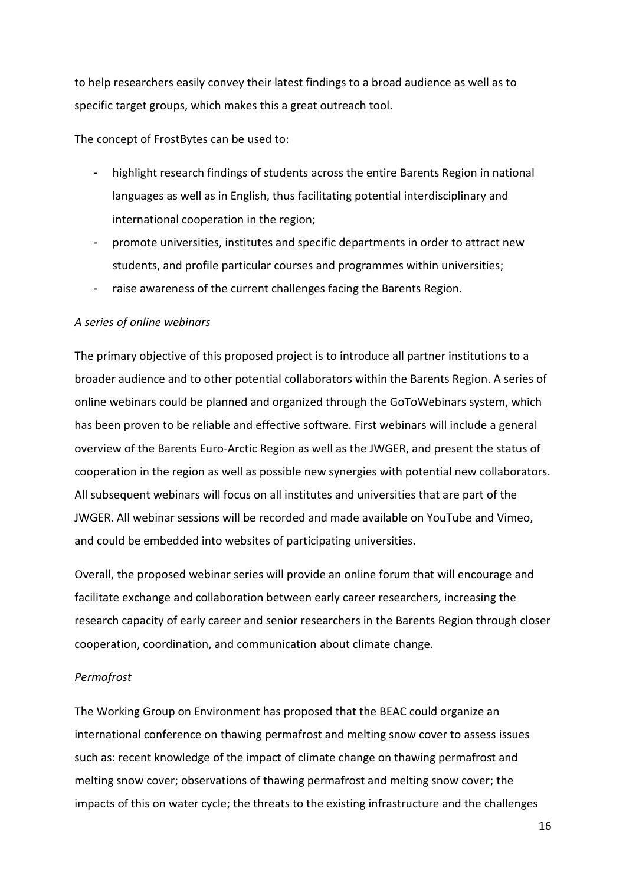to help researchers easily convey their latest findings to a broad audience as well as to specific target groups, which makes this a great outreach tool.

The concept of FrostBytes can be used to:

- highlight research findings of students across the entire Barents Region in national languages as well as in English, thus facilitating potential interdisciplinary and international cooperation in the region;
- promote universities, institutes and specific departments in order to attract new students, and profile particular courses and programmes within universities;
- raise awareness of the current challenges facing the Barents Region.

*A series of online webinars*

The primary objective of this proposed project is to introduce all partner institutions to a broader audience and to other potential collaborators within the Barents Region. A series of online webinars could be planned and organized through the GoToWebinars system, which has been proven to be reliable and effective software. First webinars will include a general overview of the Barents Euro-Arctic Region as well as the JWGER, and present the status of cooperation in the region as well as possible new synergies with potential new collaborators. All subsequent webinars will focus on all institutes and universities that are part of the JWGER. All webinar sessions will be recorded and made available on YouTube and Vimeo, and could be embedded into websites of participating universities.

Overall, the proposed webinar series will provide an online forum that will encourage and facilitate exchange and collaboration between early career researchers, increasing the research capacity of early career and senior researchers in the Barents Region through closer cooperation, coordination, and communication about climate change.

*Permafrost*

The Working Group on Environment has proposed that the BEAC could organize an international conference on thawing permafrost and melting snow cover to assess issues such as: recent knowledge of the impact of climate change on thawing permafrost and melting snow cover; observations of thawing permafrost and melting snow cover; the impacts of this on water cycle; the threats to the existing infrastructure and the challenges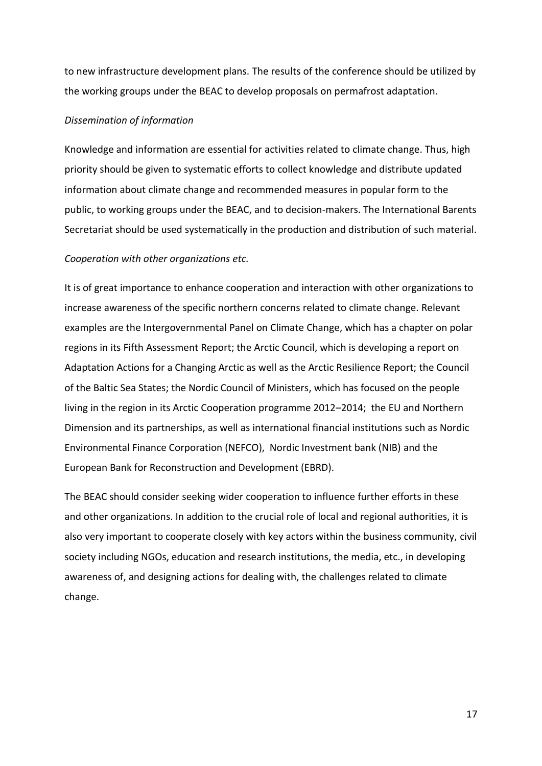to new infrastructure development plans. The results of the conference should be utilized by the working groups under the BEAC to develop proposals on permafrost adaptation.

*Dissemination of information*

Knowledge and information are essential for activities related to climate change. Thus, high priority should be given to systematic efforts to collect knowledge and distribute updated information about climate change and recommended measures in popular form to the public, to working groups under the BEAC, and to decision-makers. The International Barents Secretariat should be used systematically in the production and distribution of such material.

*Cooperation with other organizations etc.*

It is of great importance to enhance cooperation and interaction with other organizations to increase awareness of the specific northern concerns related to climate change. Relevant examples are the Intergovernmental Panel on Climate Change, which has a chapter on polar regions in its Fifth Assessment Report; the Arctic Council, which is developing a report on Adaptation Actions for a Changing Arctic as well as the Arctic Resilience Report; the Council of the Baltic Sea States; the Nordic Council of Ministers, which has focused on the people living in the region in its Arctic Cooperation programme 2012–2014; the EU and Northern Dimension and its partnerships, as well as international financial institutions such as Nordic Environmental Finance Corporation (NEFCO), Nordic Investment bank (NIB) and the European Bank for Reconstruction and Development (EBRD).

The BEAC should consider seeking wider cooperation to influence further efforts in these and other organizations. In addition to the crucial role of local and regional authorities, it is also very important to cooperate closely with key actors within the business community, civil society including NGOs, education and research institutions, the media, etc., in developing awareness of, and designing actions for dealing with, the challenges related to climate change.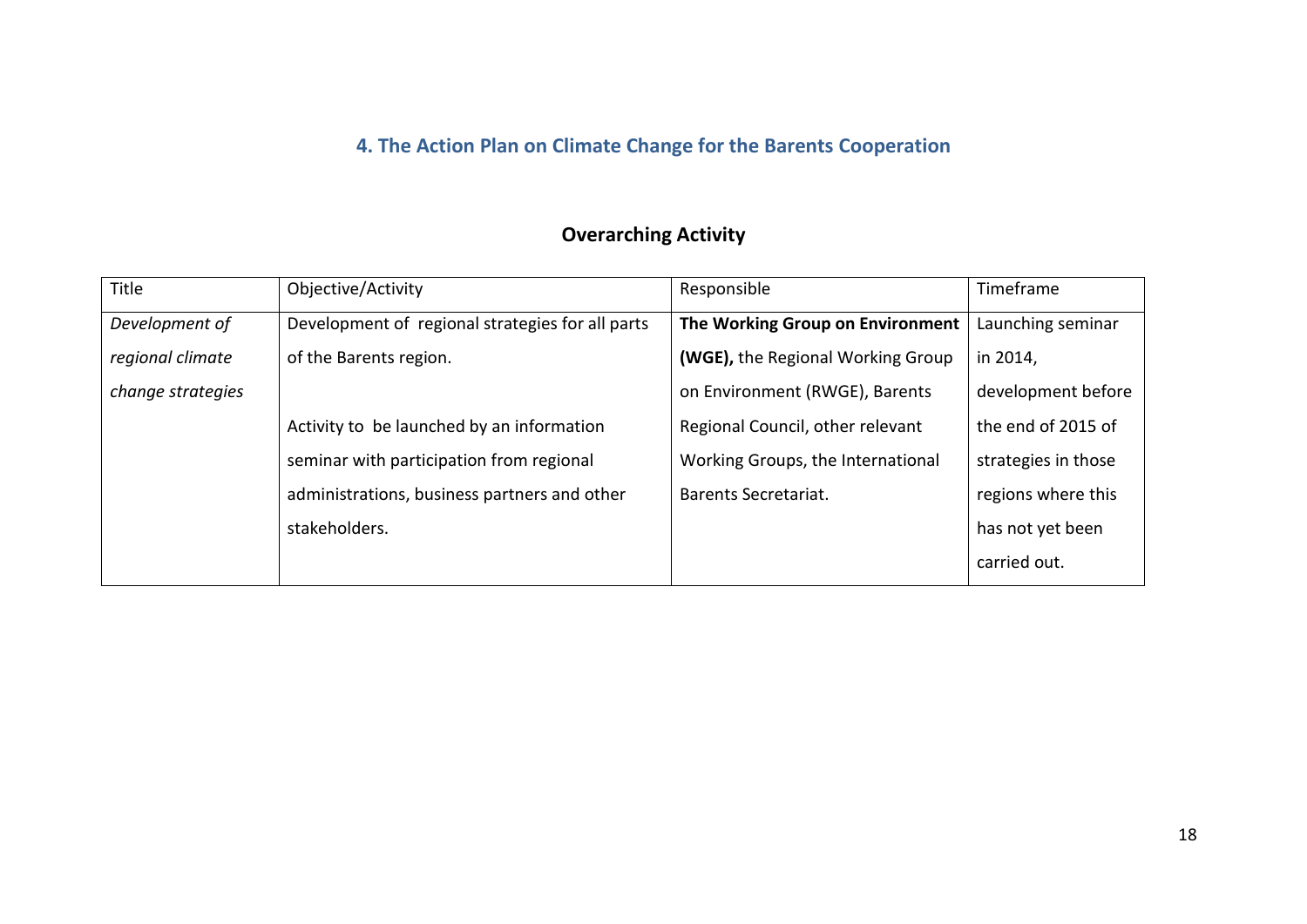## 4. The Action Plan on Climate Change for the Barents Cooperation

### Overarching Activity

| Title | Objective/Activity | Responsible | Timeframe |
|---|---|---|---|
| *Development of regional climate change strategies* | Development of regional strategies for all parts of the Barents region.<br><br>Activity to be launched by an information seminar with participation from regional administrations, business partners and other stakeholders. | **The Working Group on Environment (WGE),** the Regional Working Group on Environment (RWGE), Barents Regional Council, other relevant Working Groups, the International Barents Secretariat. | Launching seminar in 2014, development before the end of 2015 of strategies in those regions where this has not yet been carried out. |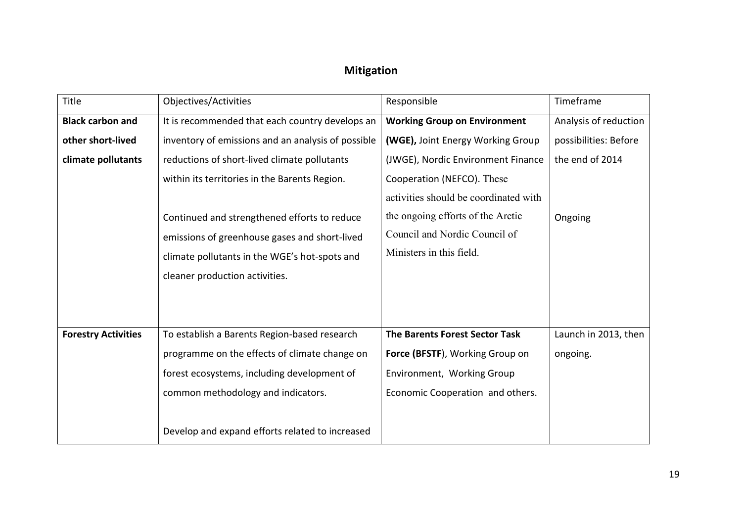## Mitigation

| Title | Objectives/Activities | Responsible | Timeframe |
|---|---|---|---|
| **Black carbon and other short-lived climate pollutants** | It is recommended that each country develops an inventory of emissions and an analysis of possible reductions of short-lived climate pollutants within its territories in the Barents Region.<br><br>Continued and strengthened efforts to reduce emissions of greenhouse gases and short-lived climate pollutants in the WGE's hot-spots and cleaner production activities. | **Working Group on Environment (WGE),** Joint Energy Working Group (JWGE), Nordic Environment Finance Cooperation (NEFCO). These activities should be coordinated with the ongoing efforts of the Arctic Council and Nordic Council of Ministers in this field. | Analysis of reduction possibilities: Before the end of 2014<br><br>Ongoing |
| **Forestry Activities** | To establish a Barents Region-based research programme on the effects of climate change on forest ecosystems, including development of common methodology and indicators.<br><br>Develop and expand efforts related to increased | **The Barents Forest Sector Task Force (BFSTF**), Working Group on Environment, Working Group Economic Cooperation and others. | Launch in 2013, then ongoing. |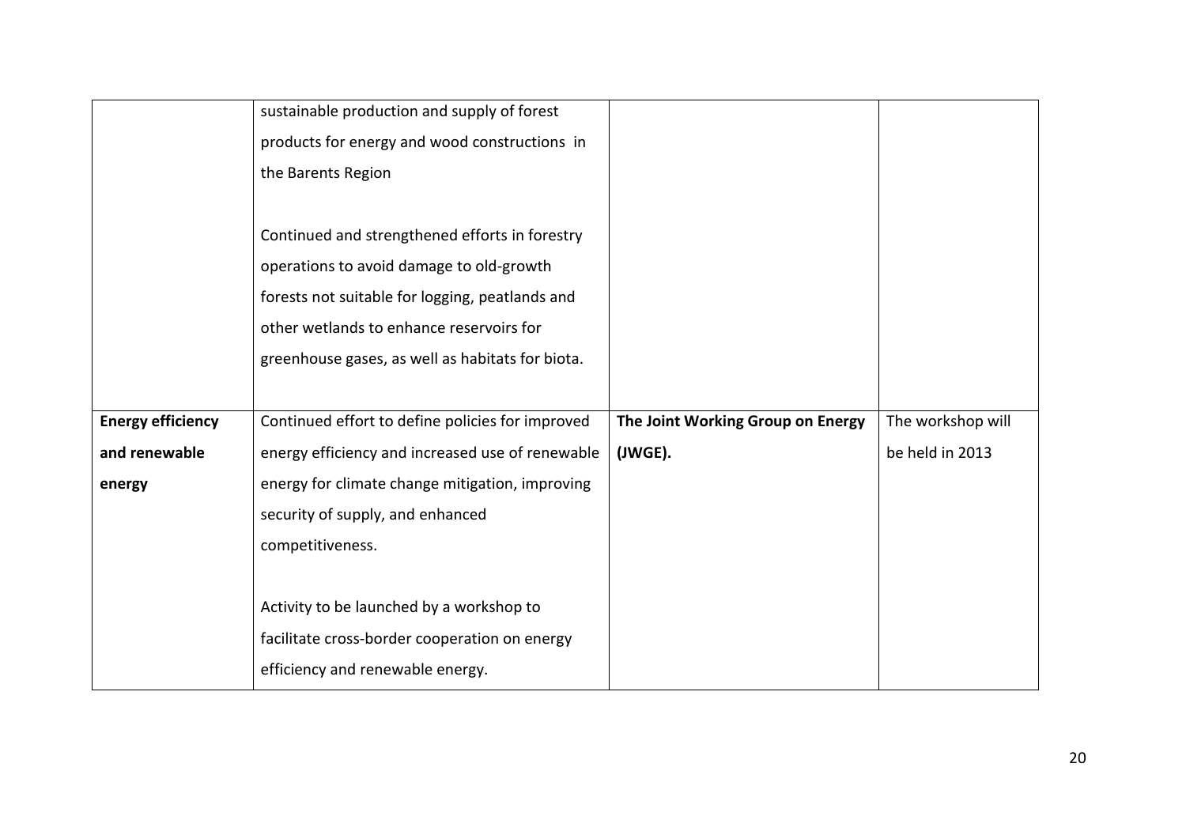| | | | |
|---|---|---|---|
| | sustainable production and supply of forest products for energy and wood constructions in the Barents Region<br><br>Continued and strengthened efforts in forestry operations to avoid damage to old-growth forests not suitable for logging, peatlands and other wetlands to enhance reservoirs for greenhouse gases, as well as habitats for biota. | | |
| **Energy efficiency and renewable energy** | Continued effort to define policies for improved energy efficiency and increased use of renewable energy for climate change mitigation, improving security of supply, and enhanced competitiveness.<br><br>Activity to be launched by a workshop to facilitate cross-border cooperation on energy efficiency and renewable energy. | **The Joint Working Group on Energy (JWGE).** | The workshop will be held in 2013 |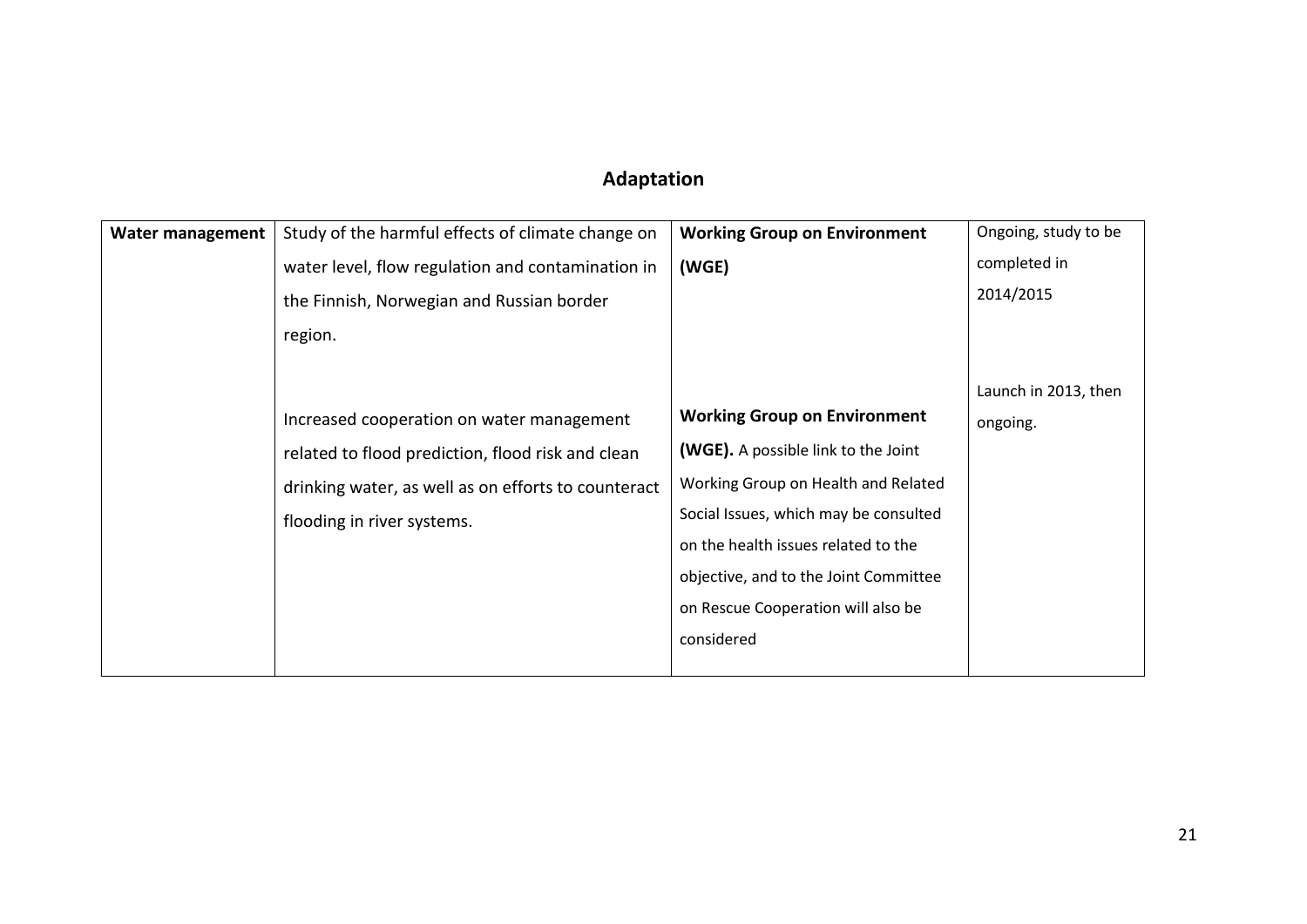# Adaptation

| Water management | Study of the harmful effects of climate change on water level, flow regulation and contamination in the Finnish, Norwegian and Russian border region. | **Working Group on Environment (WGE)** | Ongoing, study to be completed in 2014/2015 |
|---|---|---|---|
| | Increased cooperation on water management related to flood prediction, flood risk and clean drinking water, as well as on efforts to counteract flooding in river systems. | **Working Group on Environment (WGE).** A possible link to the Joint Working Group on Health and Related Social Issues, which may be consulted on the health issues related to the objective, and to the Joint Committee on Rescue Cooperation will also be considered | Launch in 2013, then ongoing. |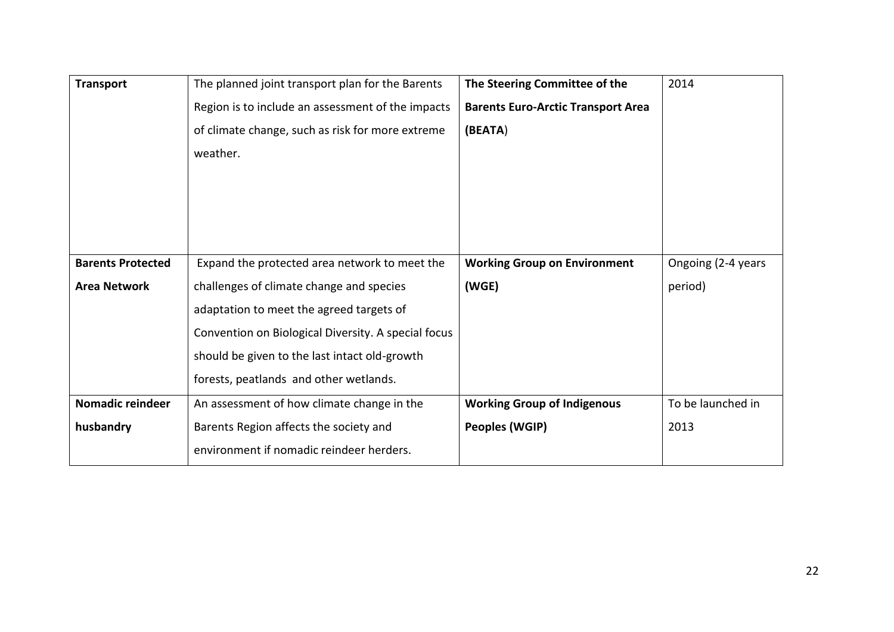| **Transport** | The planned joint transport plan for the Barents Region is to include an assessment of the impacts of climate change, such as risk for more extreme weather. | **The Steering Committee of the Barents Euro-Arctic Transport Area (BEATA**) | 2014 |
|---|---|---|---|
| **Barents Protected Area Network** | Expand the protected area network to meet the challenges of climate change and species adaptation to meet the agreed targets of Convention on Biological Diversity. A special focus should be given to the last intact old-growth forests, peatlands and other wetlands. | **Working Group on Environment (WGE)** | Ongoing (2-4 years period) |
| **Nomadic reindeer husbandry** | An assessment of how climate change in the Barents Region affects the society and environment if nomadic reindeer herders. | **Working Group of Indigenous Peoples (WGIP)** | To be launched in 2013 |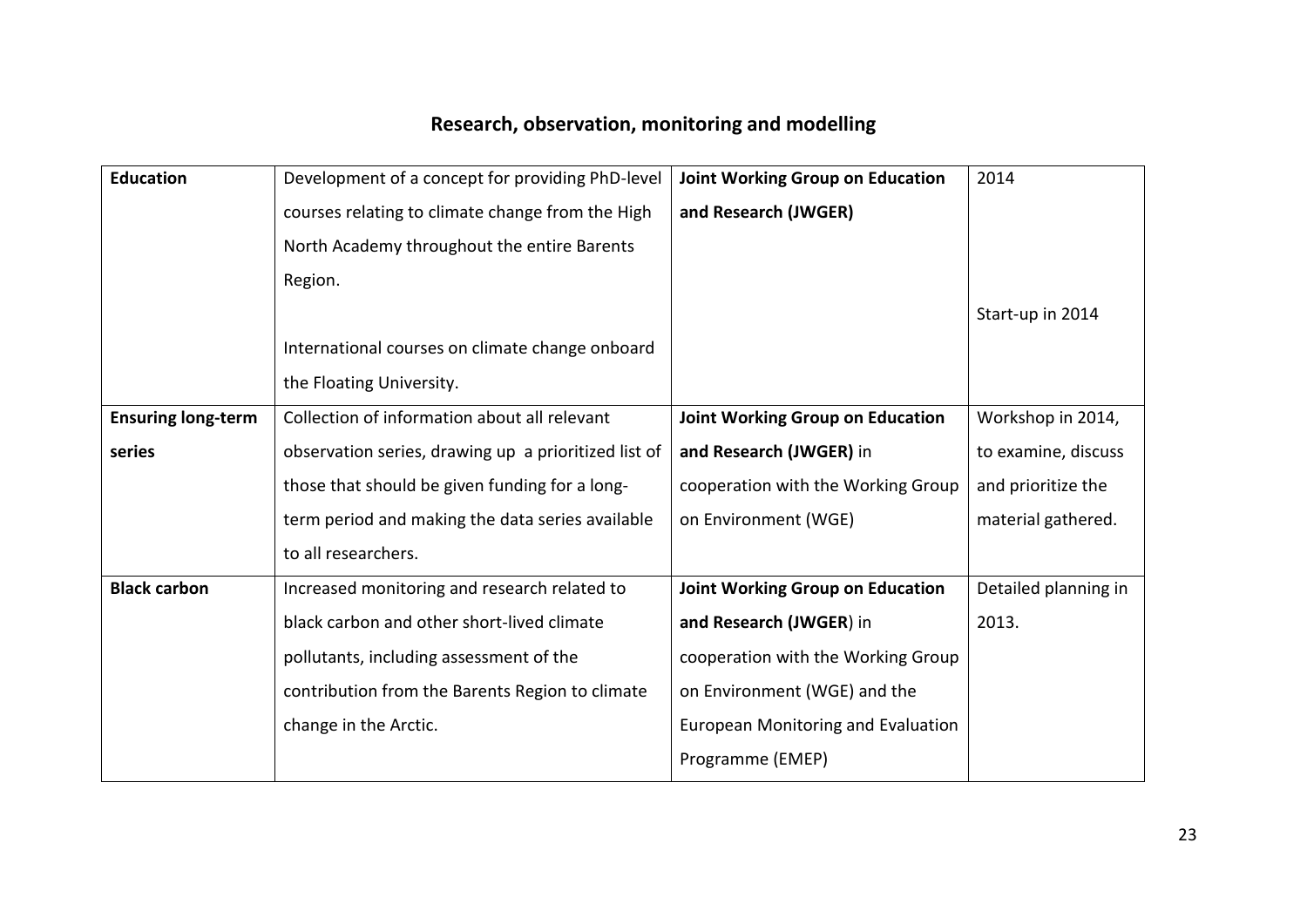## Research, observation, monitoring and modelling

| | | | |
|---|---|---|---|
| **Education** | Development of a concept for providing PhD-level courses relating to climate change from the High North Academy throughout the entire Barents Region.<br><br>International courses on climate change onboard the Floating University. | **Joint Working Group on Education and Research (JWGER)** | 2014<br><br>Start-up in 2014 |
| **Ensuring long-term series** | Collection of information about all relevant observation series, drawing up a prioritized list of those that should be given funding for a long-term period and making the data series available to all researchers. | **Joint Working Group on Education and Research (JWGER)** in cooperation with the Working Group on Environment (WGE) | Workshop in 2014, to examine, discuss and prioritize the material gathered. |
| **Black carbon** | Increased monitoring and research related to black carbon and other short-lived climate pollutants, including assessment of the contribution from the Barents Region to climate change in the Arctic. | **Joint Working Group on Education and Research (JWGER)** in cooperation with the Working Group on Environment (WGE) and the European Monitoring and Evaluation Programme (EMEP) | Detailed planning in 2013. |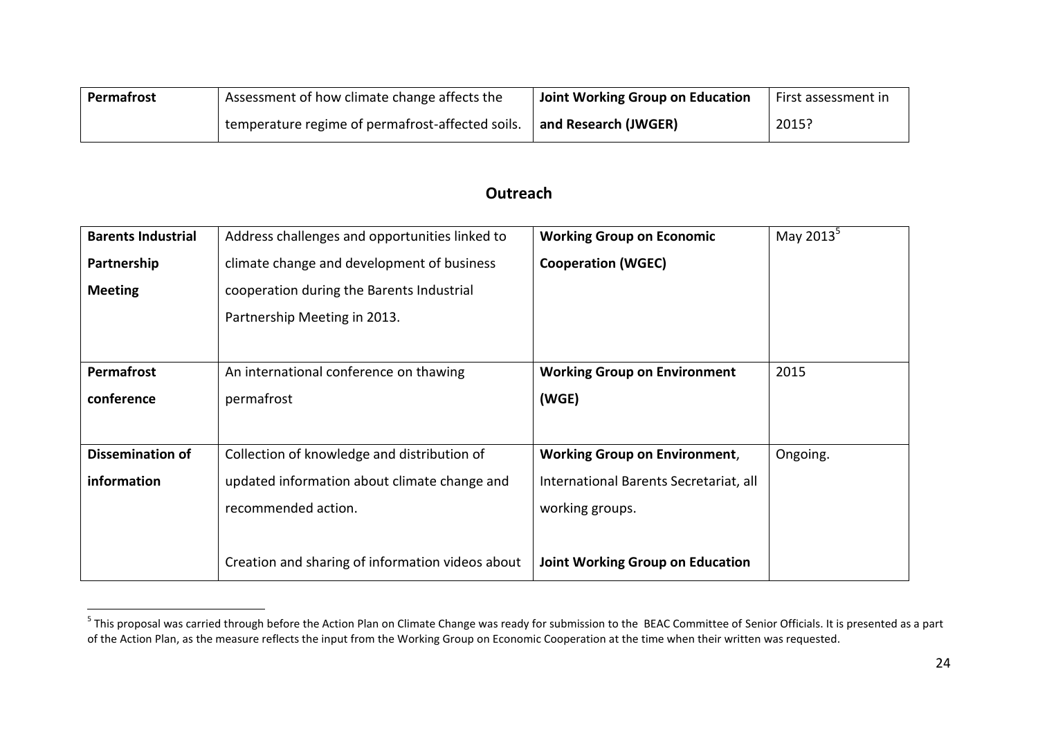| **Permafrost** | Assessment of how climate change affects the temperature regime of permafrost-affected soils. | **Joint Working Group on Education and Research (JWGER)** | First assessment in 2015? |
|---|---|---|---|

## Outreach

| **Barents Industrial Partnership Meeting** | Address challenges and opportunities linked to climate change and development of business cooperation during the Barents Industrial Partnership Meeting in 2013. | **Working Group on Economic Cooperation (WGEC)** | May 2013[5] |
|---|---|---|---|
| **Permafrost conference** | An international conference on thawing permafrost | **Working Group on Environment (WGE)** | 2015 |
| **Dissemination of information** | Collection of knowledge and distribution of updated information about climate change and recommended action.<br><br>Creation and sharing of information videos about | **Working Group on Environment**, International Barents Secretariat, all working groups.<br><br>**Joint Working Group on Education** | Ongoing. |

[5] This proposal was carried through before the Action Plan on Climate Change was ready for submission to the BEAC Committee of Senior Officials. It is presented as a part of the Action Plan, as the measure reflects the input from the Working Group on Economic Cooperation at the time when their written was requested.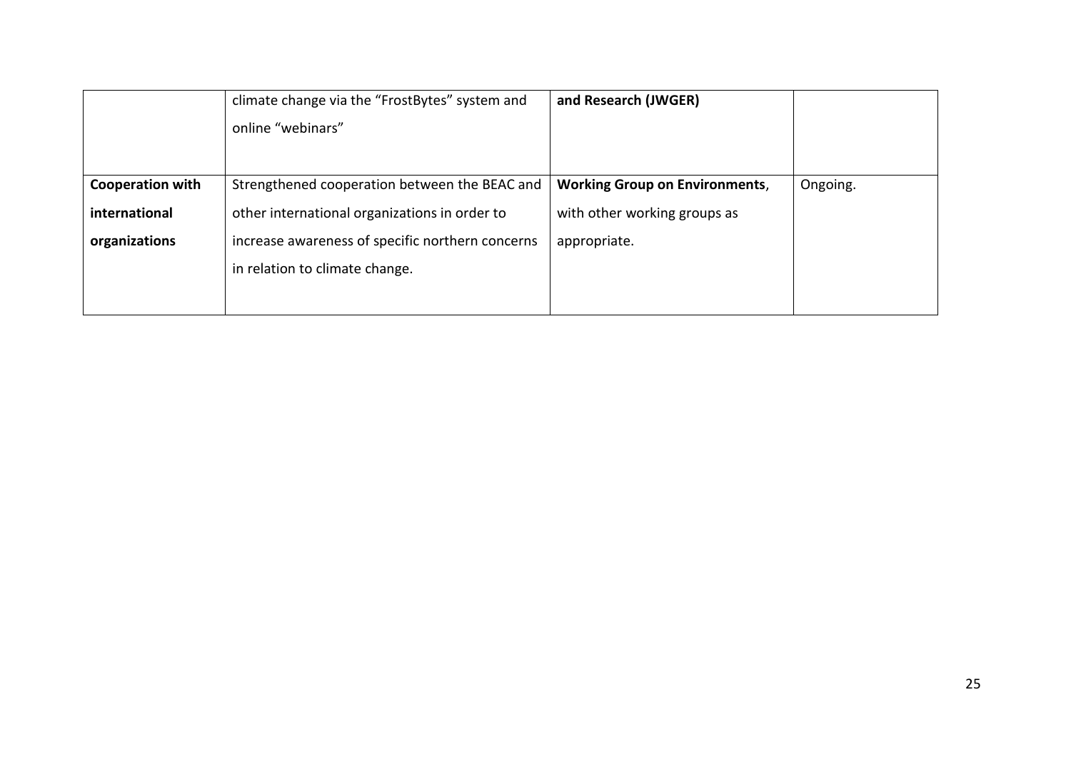| | | | |
|---|---|---|---|
| | climate change via the "FrostBytes" system and online "webinars" | **and Research (JWGER)** | |
| **Cooperation with international organizations** | Strengthened cooperation between the BEAC and other international organizations in order to increase awareness of specific northern concerns in relation to climate change. | **Working Group on Environments**, with other working groups as appropriate. | Ongoing. |